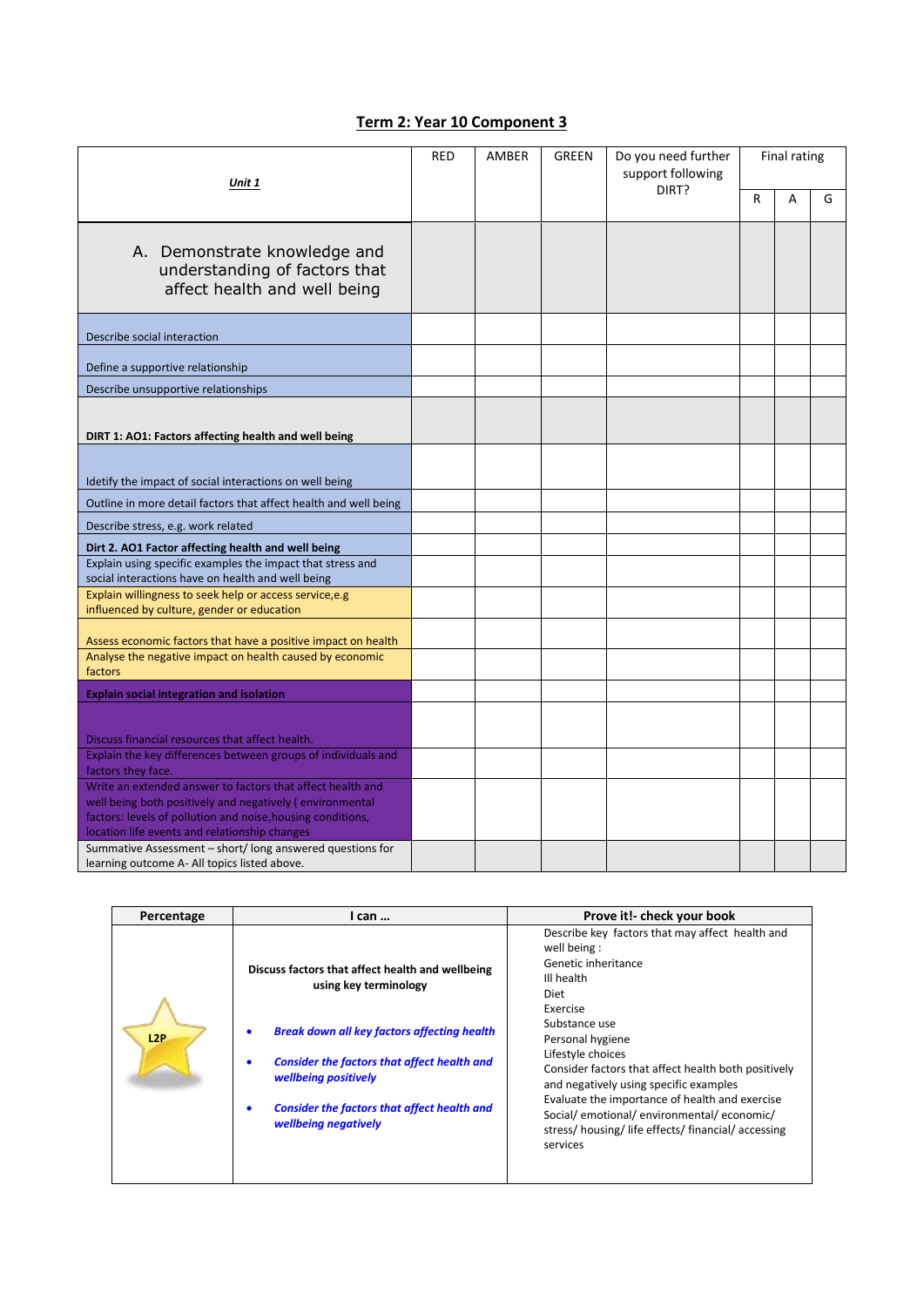## Term 2: Year 10 Component 3

| *Unit 1* | RED | AMBER | GREEN | Do you need further support following DIRT? | Final rating | | |
|---|---|---|---|---|---|---|---|
| | | | | | R | A | G |
| A. Demonstrate knowledge and understanding of factors that affect health and well being | | | | | | | |
| Describe social interaction | | | | | | | |
| Define a supportive relationship | | | | | | | |
| Describe unsupportive relationships | | | | | | | |
| **DIRT 1: AO1: Factors affecting health and well being** | | | | | | | |
| Idetify the impact of social interactions on well being | | | | | | | |
| Outline in more detail factors that affect health and well being | | | | | | | |
| Describe stress, e.g. work related | | | | | | | |
| **Dirt 2. AO1 Factor affecting health and well being** | | | | | | | |
| Explain using specific examples the impact that stress and social interactions have on health and well being | | | | | | | |
| Explain willingness to seek help or access service,e.g influenced by culture, gender or education | | | | | | | |
| Assess economic factors that have a positive impact on health | | | | | | | |
| Analyse the negative impact on health caused by economic factors | | | | | | | |
| **Explain social integration and isolation** | | | | | | | |
| Discuss financial resources that affect health. | | | | | | | |
| Explain the key differences between groups of individuals and factors they face. | | | | | | | |
| Write an extended answer to factors that affect health and well being both positively and negatively ( environmental factors: levels of pollution and noise,housing conditions, location life events and relationship changes | | | | | | | |
| Summative Assessment – short/ long answered questions for learning outcome A- All topics listed above. | | | | | | | |

| Percentage | I can … | Prove it!- check your book |
|---|---|---|
| L2P | **Discuss factors that affect health and wellbeing using key terminology**<br>• ***Break down all key factors affecting health***<br>• ***Consider the factors that affect health and wellbeing positively***<br>• ***Consider the factors that affect health and wellbeing negatively*** | Describe key factors that may affect health and well being :<br>Genetic inheritance<br>Ill health<br>Diet<br>Exercise<br>Substance use<br>Personal hygiene<br>Lifestyle choices<br>Consider factors that affect health both positively and negatively using specific examples<br>Evaluate the importance of health and exercise<br>Social/ emotional/ environmental/ economic/ stress/ housing/ life effects/ financial/ accessing services |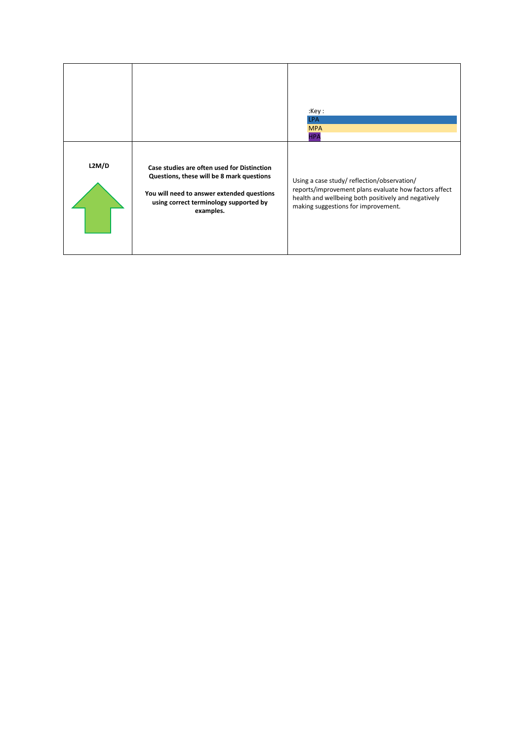| | | |
|---|---|---|
| | | :Key :<br>LPA<br>MPA<br>HPA |
| **L2M/D** | **Case studies are often used for Distinction Questions, these will be 8 mark questions**<br><br>**You will need to answer extended questions using correct terminology supported by examples.** | Using a case study/ reflection/observation/ reports/improvement plans evaluate how factors affect health and wellbeing both positively and negatively making suggestions for improvement. |